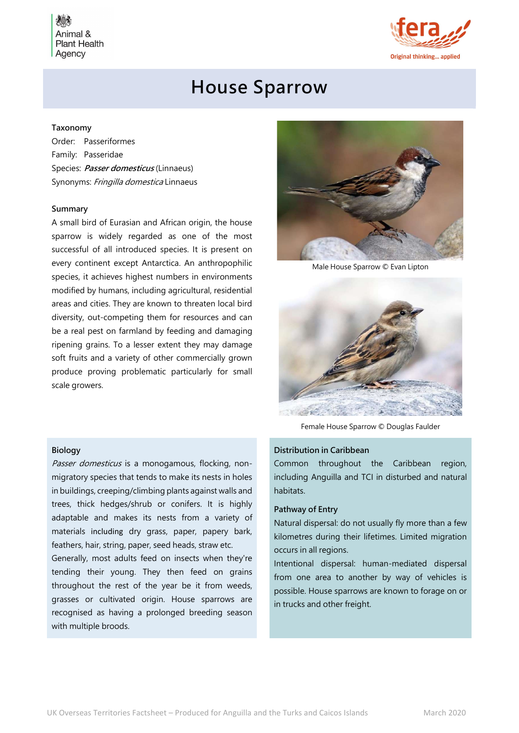# House Sparrow

### Taxonomy

Order: Passeriformes
Family: Passeridae
Species: ***Passer domesticus*** (Linnaeus)
Synonyms: *Fringilla domestica* Linnaeus

### Summary

A small bird of Eurasian and African origin, the house sparrow is widely regarded as one of the most successful of all introduced species. It is present on every continent except Antarctica. An anthropophilic species, it achieves highest numbers in environments modified by humans, including agricultural, residential areas and cities. They are known to threaten local bird diversity, out-competing them for resources and can be a real pest on farmland by feeding and damaging ripening grains. To a lesser extent they may damage soft fruits and a variety of other commercially grown produce proving problematic particularly for small scale growers.

Male House Sparrow © Evan Lipton

Female House Sparrow © Douglas Faulder

### Biology

*Passer domesticus* is a monogamous, flocking, non-migratory species that tends to make its nests in holes in buildings, creeping/climbing plants against walls and trees, thick hedges/shrub or conifers. It is highly adaptable and makes its nests from a variety of materials including dry grass, paper, papery bark, feathers, hair, string, paper, seed heads, straw etc.

Generally, most adults feed on insects when they're tending their young. They then feed on grains throughout the rest of the year be it from weeds, grasses or cultivated origin. House sparrows are recognised as having a prolonged breeding season with multiple broods.

### Distribution in Caribbean

Common throughout the Caribbean region, including Anguilla and TCI in disturbed and natural habitats.

### Pathway of Entry

Natural dispersal: do not usually fly more than a few kilometres during their lifetimes. Limited migration occurs in all regions.

Intentional dispersal: human-mediated dispersal from one area to another by way of vehicles is possible. House sparrows are known to forage on or in trucks and other freight.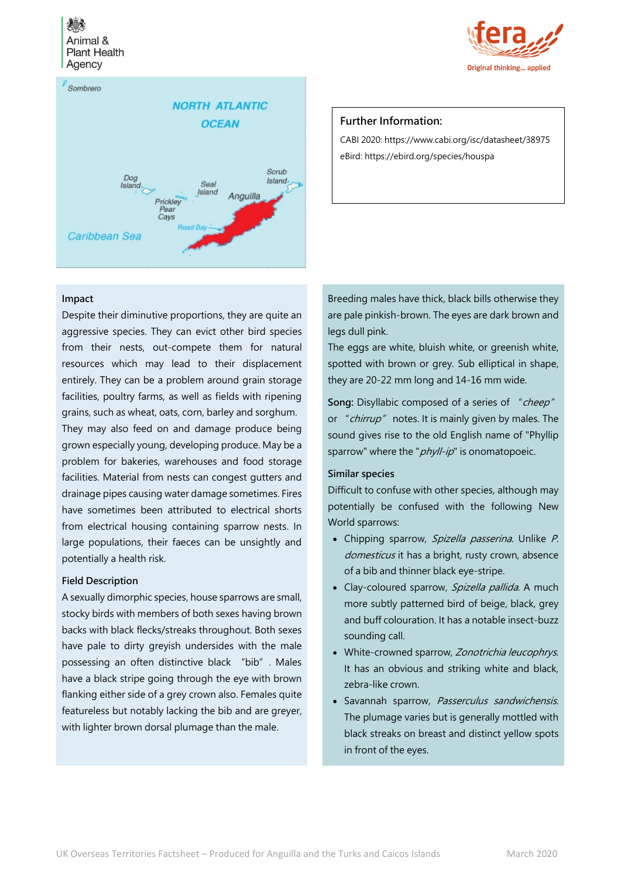Sombrero

NORTH ATLANTIC OCEAN

Dog Island

Seal Island

Scrub Island

Anguilla

Prickley Pear Cays

Road Bay

Caribbean Sea

**Further Information:**

CABI 2020: https://www.cabi.org/isc/datasheet/38975

eBird: https://ebird.org/species/houspa

## Impact

Despite their diminutive proportions, they are quite an aggressive species. They can evict other bird species from their nests, out-compete them for natural resources which may lead to their displacement entirely. They can be a problem around grain storage facilities, poultry farms, as well as fields with ripening grains, such as wheat, oats, corn, barley and sorghum. They may also feed on and damage produce being grown especially young, developing produce. May be a problem for bakeries, warehouses and food storage facilities. Material from nests can congest gutters and drainage pipes causing water damage sometimes. Fires have sometimes been attributed to electrical shorts from electrical housing containing sparrow nests. In large populations, their faeces can be unsightly and potentially a health risk.

## Field Description

A sexually dimorphic species, house sparrows are small, stocky birds with members of both sexes having brown backs with black flecks/streaks throughout. Both sexes have pale to dirty greyish undersides with the male possessing an often distinctive black "bib" . Males have a black stripe going through the eye with brown flanking either side of a grey crown also. Females quite featureless but notably lacking the bib and are greyer, with lighter brown dorsal plumage than the male.

Breeding males have thick, black bills otherwise they are pale pinkish-brown. The eyes are dark brown and legs dull pink.

The eggs are white, bluish white, or greenish white, spotted with brown or grey. Sub elliptical in shape, they are 20-22 mm long and 14-16 mm wide.

**Song:** Disyllabic composed of a series of "*cheep*" or "*chirrup*" notes. It is mainly given by males. The sound gives rise to the old English name of "Phyllip sparrow" where the "*phyll-ip*" is onomatopoeic.

## Similar species

Difficult to confuse with other species, although may potentially be confused with the following New World sparrows:

- Chipping sparrow, *Spizella passerina*. Unlike *P. domesticus* it has a bright, rusty crown, absence of a bib and thinner black eye-stripe.
- Clay-coloured sparrow, *Spizella pallida*. A much more subtly patterned bird of beige, black, grey and buff colouration. It has a notable insect-buzz sounding call.
- White-crowned sparrow, *Zonotrichia leucophrys*. It has an obvious and striking white and black, zebra-like crown.
- Savannah sparrow, *Passerculus sandwichensis*. The plumage varies but is generally mottled with black streaks on breast and distinct yellow spots in front of the eyes.